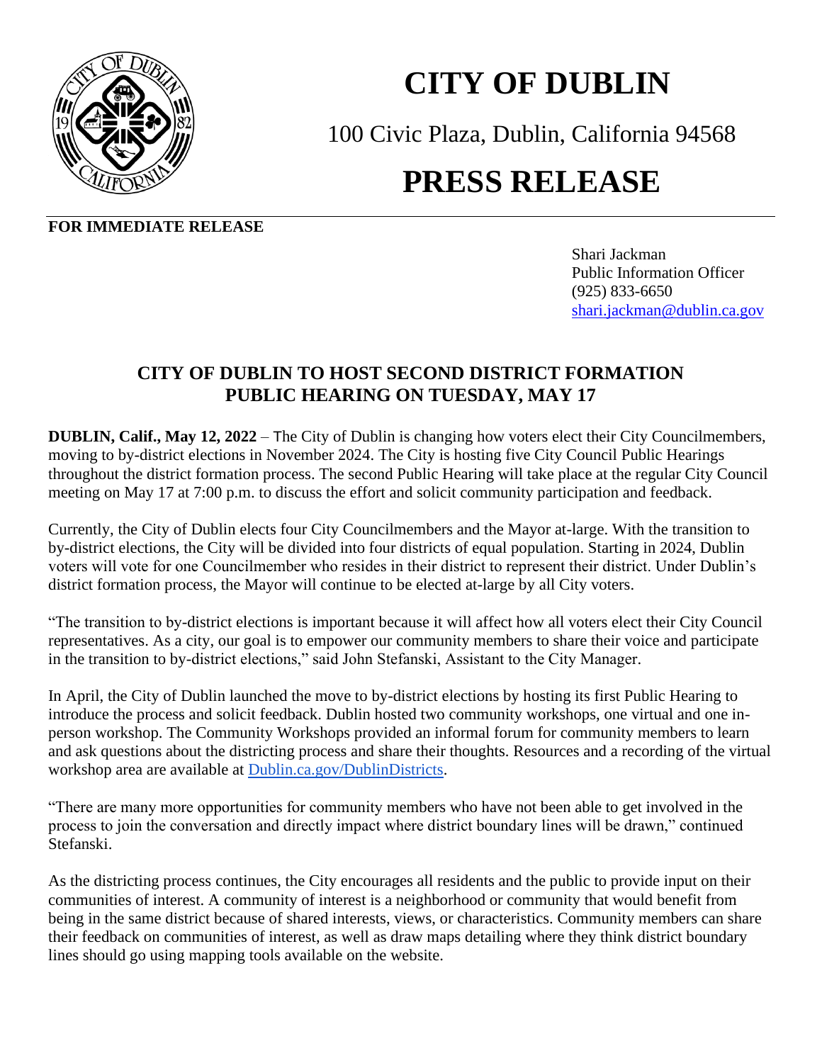# CITY OF DUBLIN

100 Civic Plaza, Dublin, California 94568

# PRESS RELEASE

**FOR IMMEDIATE RELEASE**

Shari Jackman
Public Information Officer
(925) 833-6650
shari.jackman@dublin.ca.gov

## CITY OF DUBLIN TO HOST SECOND DISTRICT FORMATION PUBLIC HEARING ON TUESDAY, MAY 17

**DUBLIN, Calif., May 12, 2022** – The City of Dublin is changing how voters elect their City Councilmembers, moving to by-district elections in November 2024. The City is hosting five City Council Public Hearings throughout the district formation process. The second Public Hearing will take place at the regular City Council meeting on May 17 at 7:00 p.m. to discuss the effort and solicit community participation and feedback.

Currently, the City of Dublin elects four City Councilmembers and the Mayor at-large. With the transition to by-district elections, the City will be divided into four districts of equal population. Starting in 2024, Dublin voters will vote for one Councilmember who resides in their district to represent their district. Under Dublin's district formation process, the Mayor will continue to be elected at-large by all City voters.

"The transition to by-district elections is important because it will affect how all voters elect their City Council representatives. As a city, our goal is to empower our community members to share their voice and participate in the transition to by-district elections," said John Stefanski, Assistant to the City Manager.

In April, the City of Dublin launched the move to by-district elections by hosting its first Public Hearing to introduce the process and solicit feedback. Dublin hosted two community workshops, one virtual and one in-person workshop. The Community Workshops provided an informal forum for community members to learn and ask questions about the districting process and share their thoughts. Resources and a recording of the virtual workshop area are available at [Dublin.ca.gov/DublinDistricts](Dublin.ca.gov/DublinDistricts).

"There are many more opportunities for community members who have not been able to get involved in the process to join the conversation and directly impact where district boundary lines will be drawn," continued Stefanski.

As the districting process continues, the City encourages all residents and the public to provide input on their communities of interest. A community of interest is a neighborhood or community that would benefit from being in the same district because of shared interests, views, or characteristics. Community members can share their feedback on communities of interest, as well as draw maps detailing where they think district boundary lines should go using mapping tools available on the website.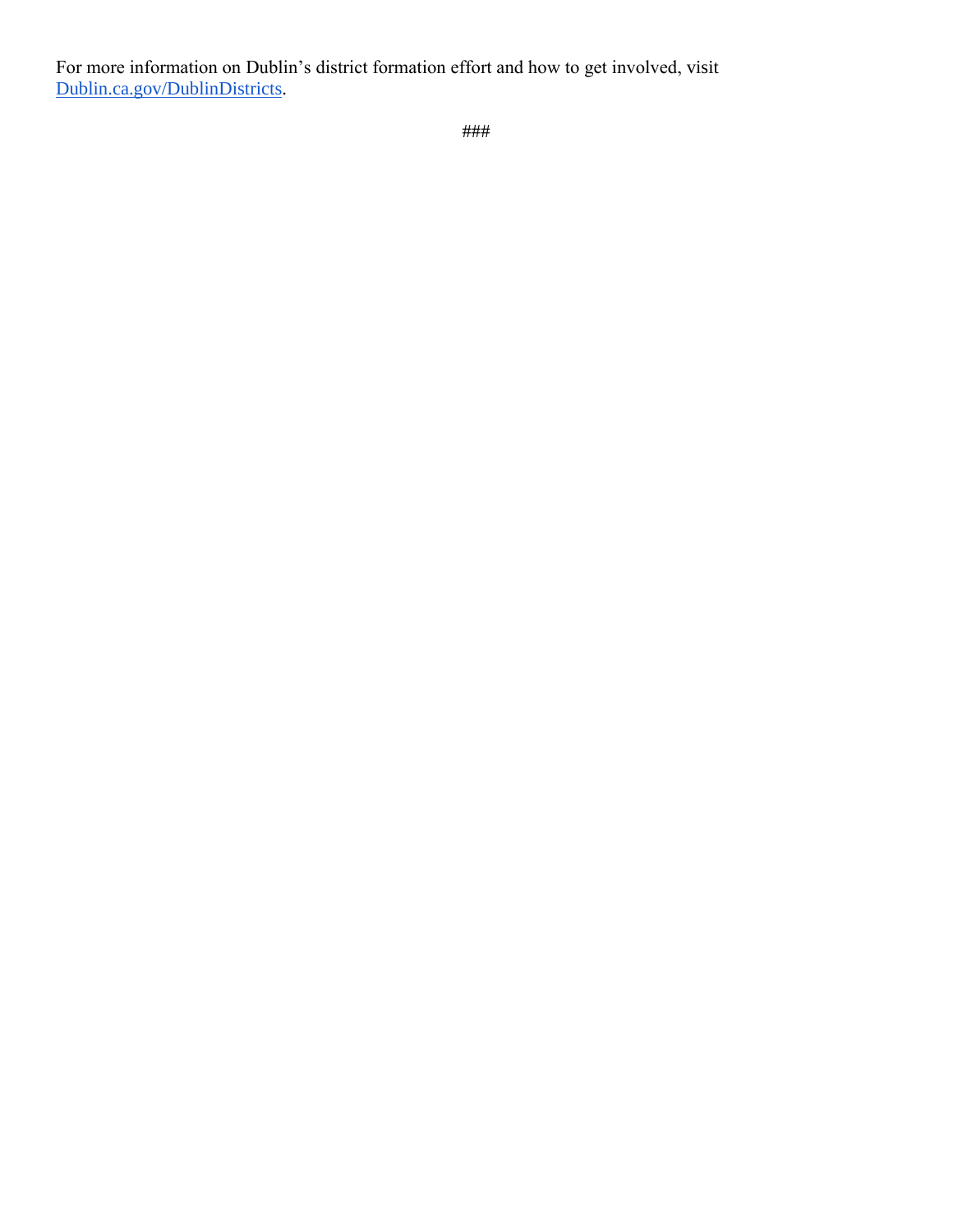For more information on Dublin's district formation effort and how to get involved, visit [Dublin.ca.gov/DublinDistricts](Dublin.ca.gov/DublinDistricts).

###